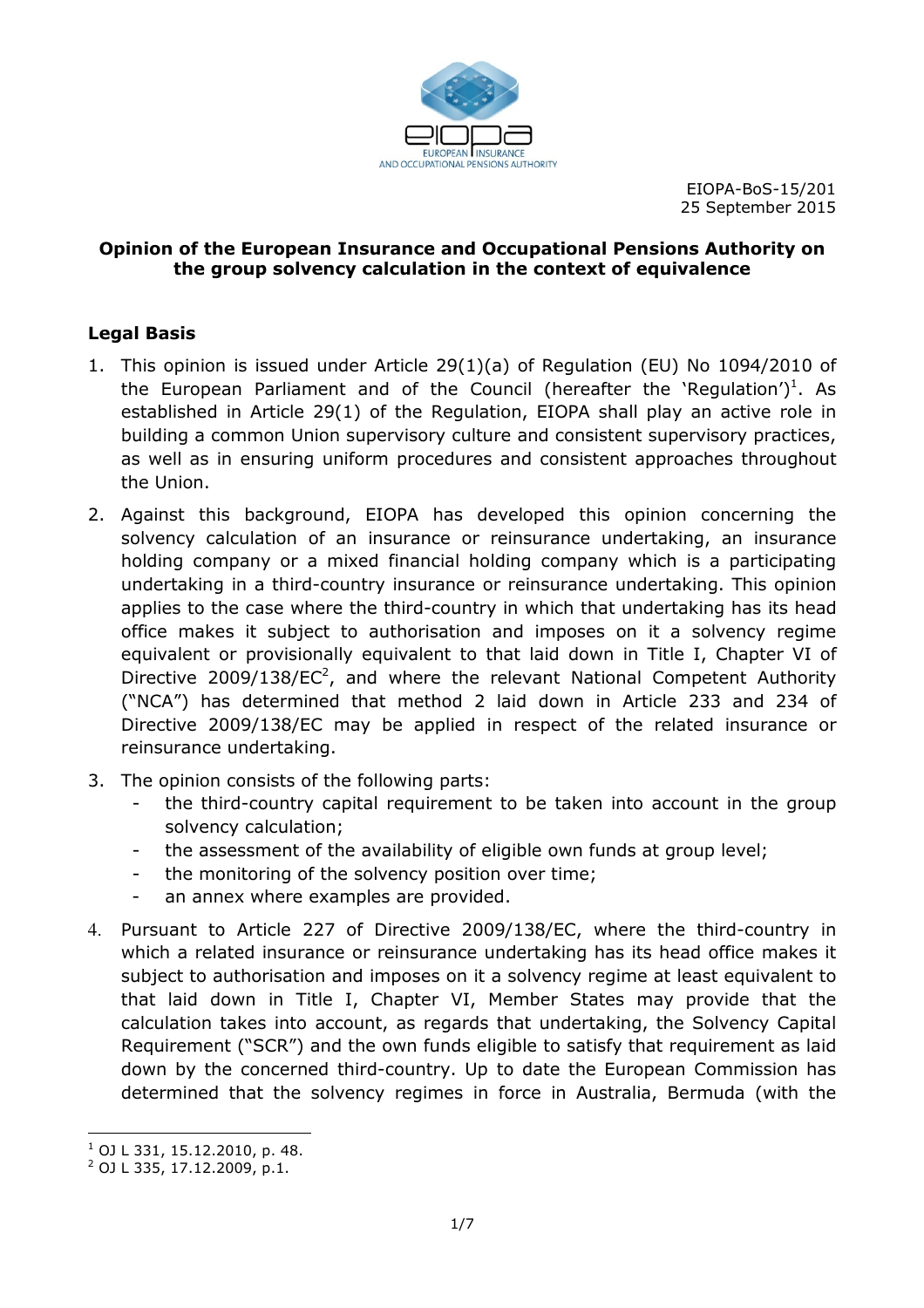EIOPA-BoS-15/201
25 September 2015

**Opinion of the European Insurance and Occupational Pensions Authority on the group solvency calculation in the context of equivalence**

## Legal Basis

1. This opinion is issued under Article 29(1)(a) of Regulation (EU) No 1094/2010 of the European Parliament and of the Council (hereafter the 'Regulation')[1]. As established in Article 29(1) of the Regulation, EIOPA shall play an active role in building a common Union supervisory culture and consistent supervisory practices, as well as in ensuring uniform procedures and consistent approaches throughout the Union.

2. Against this background, EIOPA has developed this opinion concerning the solvency calculation of an insurance or reinsurance undertaking, an insurance holding company or a mixed financial holding company which is a participating undertaking in a third-country insurance or reinsurance undertaking. This opinion applies to the case where the third-country in which that undertaking has its head office makes it subject to authorisation and imposes on it a solvency regime equivalent or provisionally equivalent to that laid down in Title I, Chapter VI of Directive 2009/138/EC[2], and where the relevant National Competent Authority ("NCA") has determined that method 2 laid down in Article 233 and 234 of Directive 2009/138/EC may be applied in respect of the related insurance or reinsurance undertaking.

3. The opinion consists of the following parts:
   - the third-country capital requirement to be taken into account in the group solvency calculation;
   - the assessment of the availability of eligible own funds at group level;
   - the monitoring of the solvency position over time;
   - an annex where examples are provided.

4. Pursuant to Article 227 of Directive 2009/138/EC, where the third-country in which a related insurance or reinsurance undertaking has its head office makes it subject to authorisation and imposes on it a solvency regime at least equivalent to that laid down in Title I, Chapter VI, Member States may provide that the calculation takes into account, as regards that undertaking, the Solvency Capital Requirement ("SCR") and the own funds eligible to satisfy that requirement as laid down by the concerned third-country. Up to date the European Commission has determined that the solvency regimes in force in Australia, Bermuda (with the

---

[1] OJ L 331, 15.12.2010, p. 48.

[2] OJ L 335, 17.12.2009, p.1.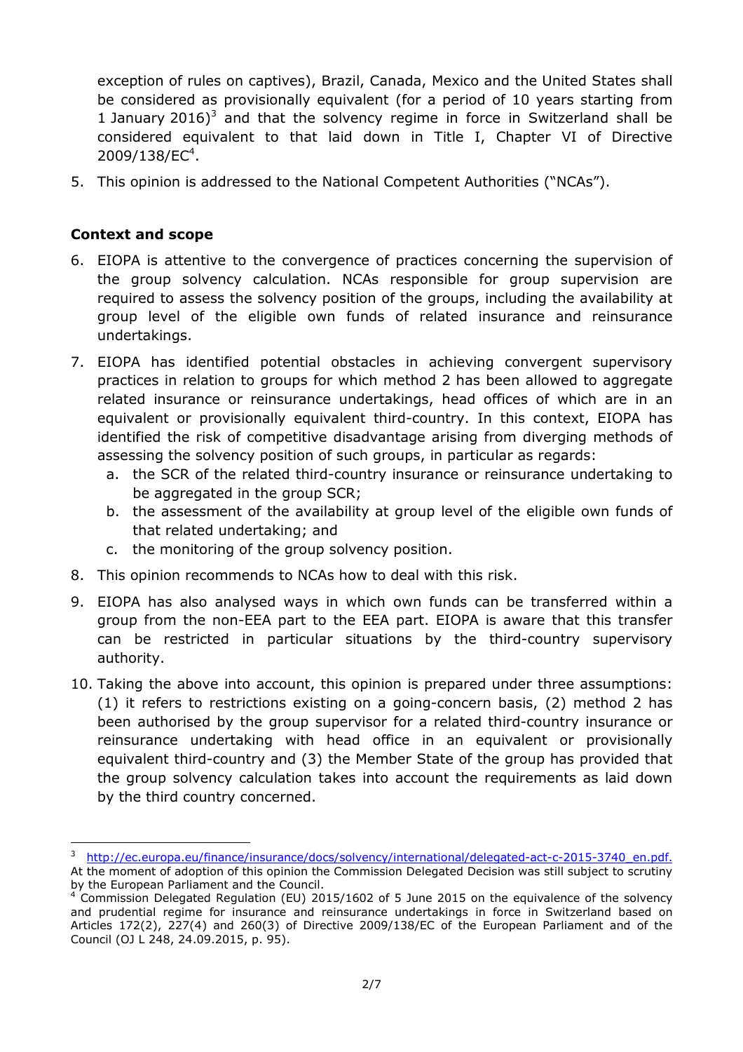exception of rules on captives), Brazil, Canada, Mexico and the United States shall be considered as provisionally equivalent (for a period of 10 years starting from 1 January 2016)[3] and that the solvency regime in force in Switzerland shall be considered equivalent to that laid down in Title I, Chapter VI of Directive 2009/138/EC[4].

5. This opinion is addressed to the National Competent Authorities ("NCAs").

**Context and scope**

6. EIOPA is attentive to the convergence of practices concerning the supervision of the group solvency calculation. NCAs responsible for group supervision are required to assess the solvency position of the groups, including the availability at group level of the eligible own funds of related insurance and reinsurance undertakings.
7. EIOPA has identified potential obstacles in achieving convergent supervisory practices in relation to groups for which method 2 has been allowed to aggregate related insurance or reinsurance undertakings, head offices of which are in an equivalent or provisionally equivalent third-country. In this context, EIOPA has identified the risk of competitive disadvantage arising from diverging methods of assessing the solvency position of such groups, in particular as regards:
   a. the SCR of the related third-country insurance or reinsurance undertaking to be aggregated in the group SCR;
   b. the assessment of the availability at group level of the eligible own funds of that related undertaking; and
   c. the monitoring of the group solvency position.
8. This opinion recommends to NCAs how to deal with this risk.
9. EIOPA has also analysed ways in which own funds can be transferred within a group from the non-EEA part to the EEA part. EIOPA is aware that this transfer can be restricted in particular situations by the third-country supervisory authority.
10. Taking the above into account, this opinion is prepared under three assumptions: (1) it refers to restrictions existing on a going-concern basis, (2) method 2 has been authorised by the group supervisor for a related third-country insurance or reinsurance undertaking with head office in an equivalent or provisionally equivalent third-country and (3) the Member State of the group has provided that the group solvency calculation takes into account the requirements as laid down by the third country concerned.

---

[3] http://ec.europa.eu/finance/insurance/docs/solvency/international/delegated-act-c-2015-3740_en.pdf. At the moment of adoption of this opinion the Commission Delegated Decision was still subject to scrutiny by the European Parliament and the Council.

[4] Commission Delegated Regulation (EU) 2015/1602 of 5 June 2015 on the equivalence of the solvency and prudential regime for insurance and reinsurance undertakings in force in Switzerland based on Articles 172(2), 227(4) and 260(3) of Directive 2009/138/EC of the European Parliament and of the Council (OJ L 248, 24.09.2015, p. 95).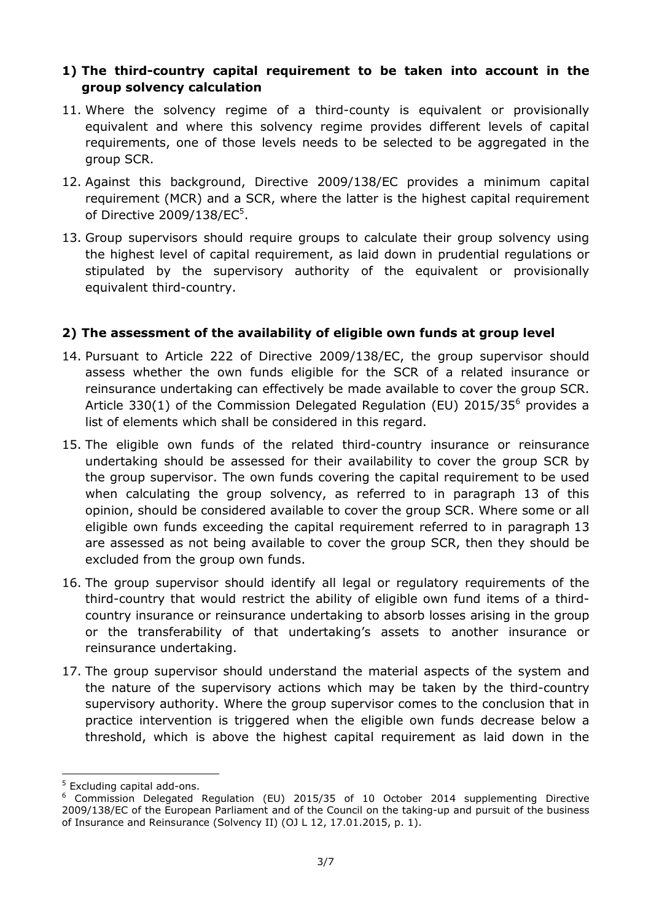## 1) The third-country capital requirement to be taken into account in the group solvency calculation

11. Where the solvency regime of a third-county is equivalent or provisionally equivalent and where this solvency regime provides different levels of capital requirements, one of those levels needs to be selected to be aggregated in the group SCR.

12. Against this background, Directive 2009/138/EC provides a minimum capital requirement (MCR) and a SCR, where the latter is the highest capital requirement of Directive 2009/138/EC[5].

13. Group supervisors should require groups to calculate their group solvency using the highest level of capital requirement, as laid down in prudential regulations or stipulated by the supervisory authority of the equivalent or provisionally equivalent third-country.

## 2) The assessment of the availability of eligible own funds at group level

14. Pursuant to Article 222 of Directive 2009/138/EC, the group supervisor should assess whether the own funds eligible for the SCR of a related insurance or reinsurance undertaking can effectively be made available to cover the group SCR. Article 330(1) of the Commission Delegated Regulation (EU) 2015/35[6] provides a list of elements which shall be considered in this regard.

15. The eligible own funds of the related third-country insurance or reinsurance undertaking should be assessed for their availability to cover the group SCR by the group supervisor. The own funds covering the capital requirement to be used when calculating the group solvency, as referred to in paragraph 13 of this opinion, should be considered available to cover the group SCR. Where some or all eligible own funds exceeding the capital requirement referred to in paragraph 13 are assessed as not being available to cover the group SCR, then they should be excluded from the group own funds.

16. The group supervisor should identify all legal or regulatory requirements of the third-country that would restrict the ability of eligible own fund items of a third-country insurance or reinsurance undertaking to absorb losses arising in the group or the transferability of that undertaking's assets to another insurance or reinsurance undertaking.

17. The group supervisor should understand the material aspects of the system and the nature of the supervisory actions which may be taken by the third-country supervisory authority. Where the group supervisor comes to the conclusion that in practice intervention is triggered when the eligible own funds decrease below a threshold, which is above the highest capital requirement as laid down in the

---

[5] Excluding capital add-ons.

[6] Commission Delegated Regulation (EU) 2015/35 of 10 October 2014 supplementing Directive 2009/138/EC of the European Parliament and of the Council on the taking-up and pursuit of the business of Insurance and Reinsurance (Solvency II) (OJ L 12, 17.01.2015, p. 1).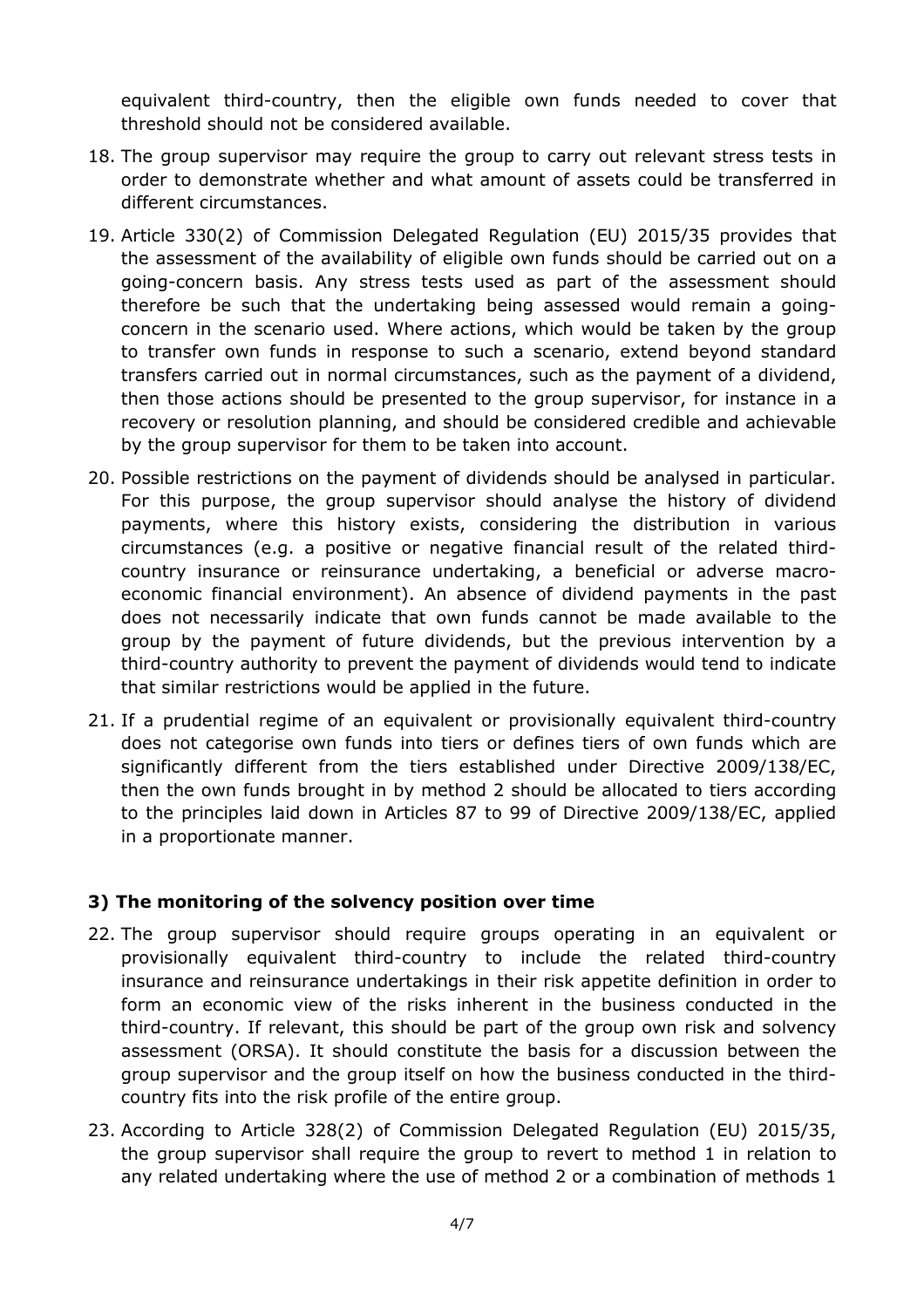equivalent third-country, then the eligible own funds needed to cover that threshold should not be considered available.

18. The group supervisor may require the group to carry out relevant stress tests in order to demonstrate whether and what amount of assets could be transferred in different circumstances.
19. Article 330(2) of Commission Delegated Regulation (EU) 2015/35 provides that the assessment of the availability of eligible own funds should be carried out on a going-concern basis. Any stress tests used as part of the assessment should therefore be such that the undertaking being assessed would remain a going-concern in the scenario used. Where actions, which would be taken by the group to transfer own funds in response to such a scenario, extend beyond standard transfers carried out in normal circumstances, such as the payment of a dividend, then those actions should be presented to the group supervisor, for instance in a recovery or resolution planning, and should be considered credible and achievable by the group supervisor for them to be taken into account.
20. Possible restrictions on the payment of dividends should be analysed in particular. For this purpose, the group supervisor should analyse the history of dividend payments, where this history exists, considering the distribution in various circumstances (e.g. a positive or negative financial result of the related third-country insurance or reinsurance undertaking, a beneficial or adverse macro-economic financial environment). An absence of dividend payments in the past does not necessarily indicate that own funds cannot be made available to the group by the payment of future dividends, but the previous intervention by a third-country authority to prevent the payment of dividends would tend to indicate that similar restrictions would be applied in the future.
21. If a prudential regime of an equivalent or provisionally equivalent third-country does not categorise own funds into tiers or defines tiers of own funds which are significantly different from the tiers established under Directive 2009/138/EC, then the own funds brought in by method 2 should be allocated to tiers according to the principles laid down in Articles 87 to 99 of Directive 2009/138/EC, applied in a proportionate manner.

### 3) The monitoring of the solvency position over time

22. The group supervisor should require groups operating in an equivalent or provisionally equivalent third-country to include the related third-country insurance and reinsurance undertakings in their risk appetite definition in order to form an economic view of the risks inherent in the business conducted in the third-country. If relevant, this should be part of the group own risk and solvency assessment (ORSA). It should constitute the basis for a discussion between the group supervisor and the group itself on how the business conducted in the third-country fits into the risk profile of the entire group.
23. According to Article 328(2) of Commission Delegated Regulation (EU) 2015/35, the group supervisor shall require the group to revert to method 1 in relation to any related undertaking where the use of method 2 or a combination of methods 1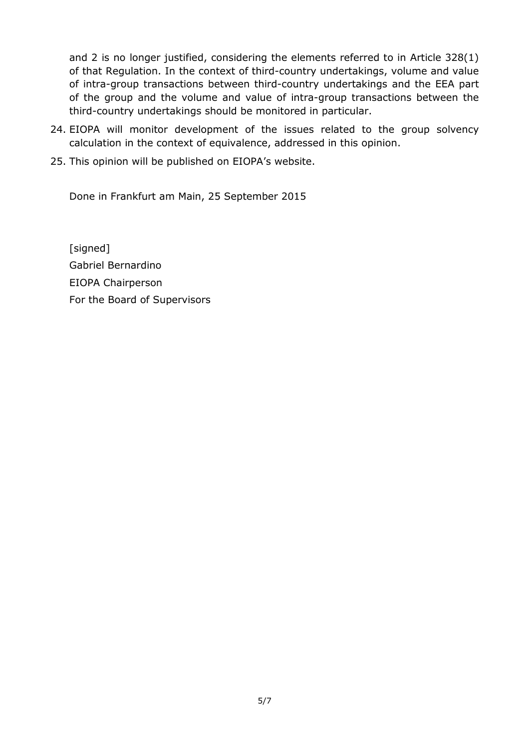and 2 is no longer justified, considering the elements referred to in Article 328(1) of that Regulation. In the context of third-country undertakings, volume and value of intra-group transactions between third-country undertakings and the EEA part of the group and the volume and value of intra-group transactions between the third-country undertakings should be monitored in particular.

24. EIOPA will monitor development of the issues related to the group solvency calculation in the context of equivalence, addressed in this opinion.

25. This opinion will be published on EIOPA's website.

Done in Frankfurt am Main, 25 September 2015

[signed]

Gabriel Bernardino

EIOPA Chairperson

For the Board of Supervisors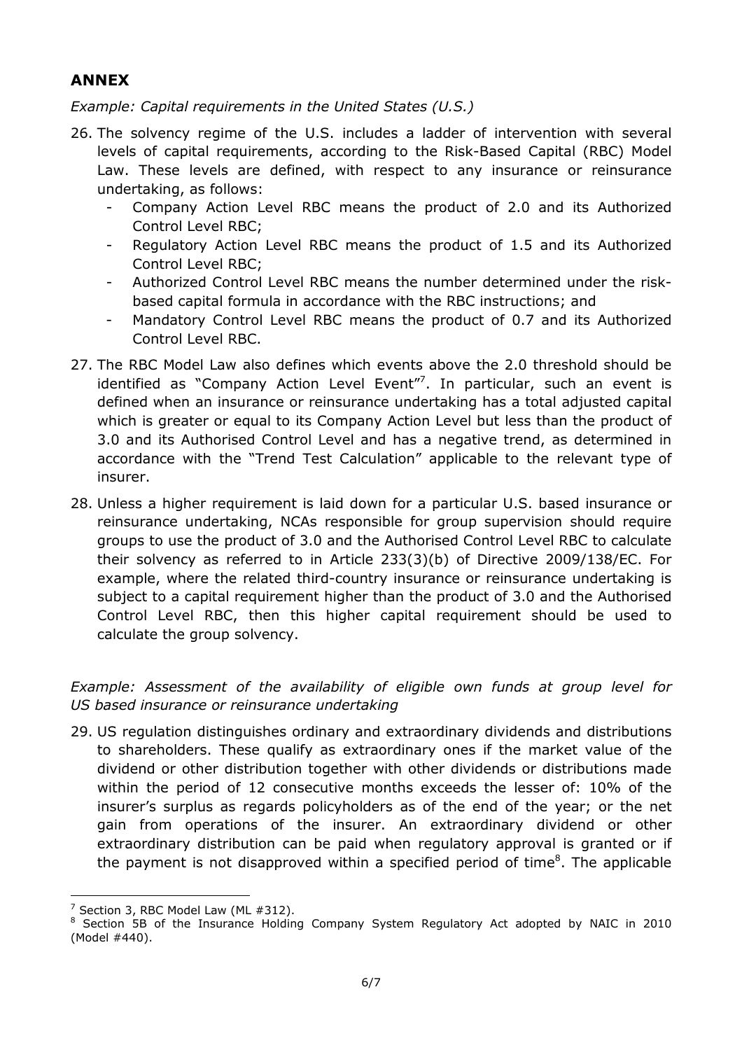## ANNEX

*Example: Capital requirements in the United States (U.S.)*

26. The solvency regime of the U.S. includes a ladder of intervention with several levels of capital requirements, according to the Risk-Based Capital (RBC) Model Law. These levels are defined, with respect to any insurance or reinsurance undertaking, as follows:
    - Company Action Level RBC means the product of 2.0 and its Authorized Control Level RBC;
    - Regulatory Action Level RBC means the product of 1.5 and its Authorized Control Level RBC;
    - Authorized Control Level RBC means the number determined under the risk-based capital formula in accordance with the RBC instructions; and
    - Mandatory Control Level RBC means the product of 0.7 and its Authorized Control Level RBC.
27. The RBC Model Law also defines which events above the 2.0 threshold should be identified as "Company Action Level Event"[7]. In particular, such an event is defined when an insurance or reinsurance undertaking has a total adjusted capital which is greater or equal to its Company Action Level but less than the product of 3.0 and its Authorised Control Level and has a negative trend, as determined in accordance with the "Trend Test Calculation" applicable to the relevant type of insurer.
28. Unless a higher requirement is laid down for a particular U.S. based insurance or reinsurance undertaking, NCAs responsible for group supervision should require groups to use the product of 3.0 and the Authorised Control Level RBC to calculate their solvency as referred to in Article 233(3)(b) of Directive 2009/138/EC. For example, where the related third-country insurance or reinsurance undertaking is subject to a capital requirement higher than the product of 3.0 and the Authorised Control Level RBC, then this higher capital requirement should be used to calculate the group solvency.

*Example: Assessment of the availability of eligible own funds at group level for US based insurance or reinsurance undertaking*

29. US regulation distinguishes ordinary and extraordinary dividends and distributions to shareholders. These qualify as extraordinary ones if the market value of the dividend or other distribution together with other dividends or distributions made within the period of 12 consecutive months exceeds the lesser of: 10% of the insurer's surplus as regards policyholders as of the end of the year; or the net gain from operations of the insurer. An extraordinary dividend or other extraordinary distribution can be paid when regulatory approval is granted or if the payment is not disapproved within a specified period of time[8]. The applicable

---

[7] Section 3, RBC Model Law (ML #312).

[8] Section 5B of the Insurance Holding Company System Regulatory Act adopted by NAIC in 2010 (Model #440).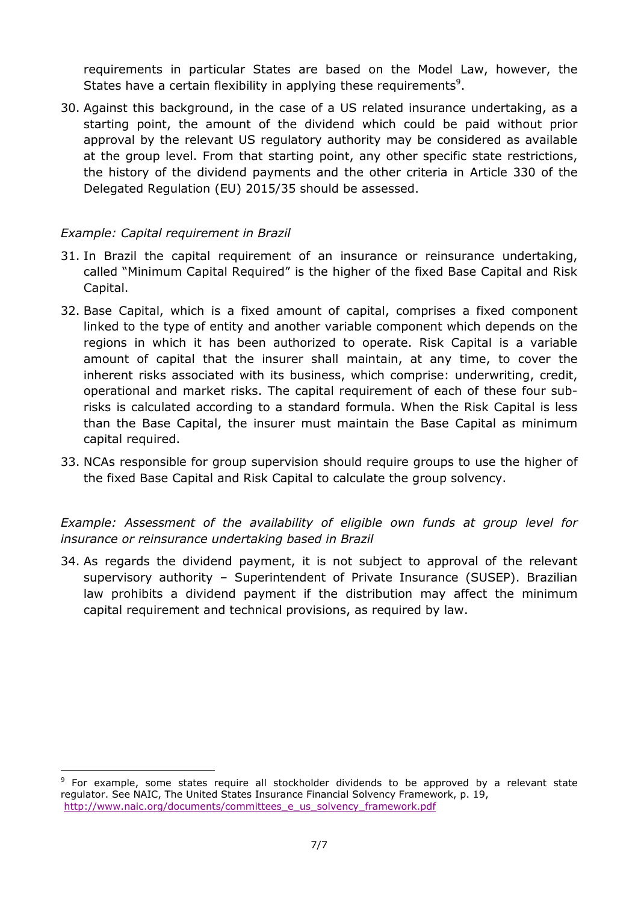requirements in particular States are based on the Model Law, however, the States have a certain flexibility in applying these requirements[9].

30. Against this background, in the case of a US related insurance undertaking, as a starting point, the amount of the dividend which could be paid without prior approval by the relevant US regulatory authority may be considered as available at the group level. From that starting point, any other specific state restrictions, the history of the dividend payments and the other criteria in Article 330 of the Delegated Regulation (EU) 2015/35 should be assessed.

*Example: Capital requirement in Brazil*

31. In Brazil the capital requirement of an insurance or reinsurance undertaking, called "Minimum Capital Required" is the higher of the fixed Base Capital and Risk Capital.

32. Base Capital, which is a fixed amount of capital, comprises a fixed component linked to the type of entity and another variable component which depends on the regions in which it has been authorized to operate. Risk Capital is a variable amount of capital that the insurer shall maintain, at any time, to cover the inherent risks associated with its business, which comprise: underwriting, credit, operational and market risks. The capital requirement of each of these four sub-risks is calculated according to a standard formula. When the Risk Capital is less than the Base Capital, the insurer must maintain the Base Capital as minimum capital required.

33. NCAs responsible for group supervision should require groups to use the higher of the fixed Base Capital and Risk Capital to calculate the group solvency.

*Example: Assessment of the availability of eligible own funds at group level for insurance or reinsurance undertaking based in Brazil*

34. As regards the dividend payment, it is not subject to approval of the relevant supervisory authority – Superintendent of Private Insurance (SUSEP). Brazilian law prohibits a dividend payment if the distribution may affect the minimum capital requirement and technical provisions, as required by law.

---

[9] For example, some states require all stockholder dividends to be approved by a relevant state regulator. See NAIC, The United States Insurance Financial Solvency Framework, p. 19, http://www.naic.org/documents/committees_e_us_solvency_framework.pdf